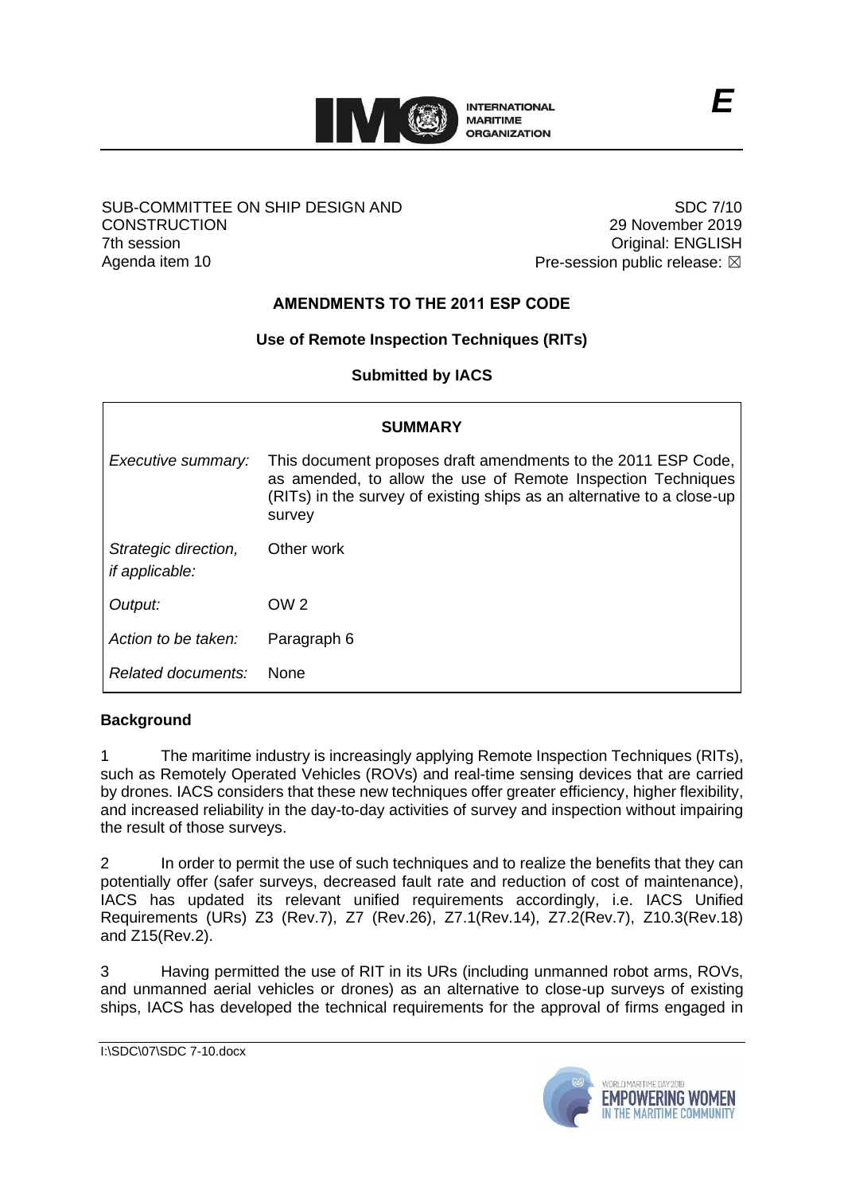**INTERNATIONAL MARITIME ORGANIZATION**

*E*

SUB-COMMITTEE ON SHIP DESIGN AND CONSTRUCTION
7th session
Agenda item 10

SDC 7/10
29 November 2019
Original: ENGLISH
Pre-session public release: ☒

## AMENDMENTS TO THE 2011 ESP CODE

### Use of Remote Inspection Techniques (RITs)

### Submitted by IACS

| SUMMARY | |
|---|---|
| *Executive summary:* | This document proposes draft amendments to the 2011 ESP Code, as amended, to allow the use of Remote Inspection Techniques (RITs) in the survey of existing ships as an alternative to a close-up survey |
| *Strategic direction, if applicable:* | Other work |
| *Output:* | OW 2 |
| *Action to be taken:* | Paragraph 6 |
| *Related documents:* | None |

**Background**

1 The maritime industry is increasingly applying Remote Inspection Techniques (RITs), such as Remotely Operated Vehicles (ROVs) and real-time sensing devices that are carried by drones. IACS considers that these new techniques offer greater efficiency, higher flexibility, and increased reliability in the day-to-day activities of survey and inspection without impairing the result of those surveys.

2 In order to permit the use of such techniques and to realize the benefits that they can potentially offer (safer surveys, decreased fault rate and reduction of cost of maintenance), IACS has updated its relevant unified requirements accordingly, i.e. IACS Unified Requirements (URs) Z3 (Rev.7), Z7 (Rev.26), Z7.1(Rev.14), Z7.2(Rev.7), Z10.3(Rev.18) and Z15(Rev.2).

3 Having permitted the use of RIT in its URs (including unmanned robot arms, ROVs, and unmanned aerial vehicles or drones) as an alternative to close-up surveys of existing ships, IACS has developed the technical requirements for the approval of firms engaged in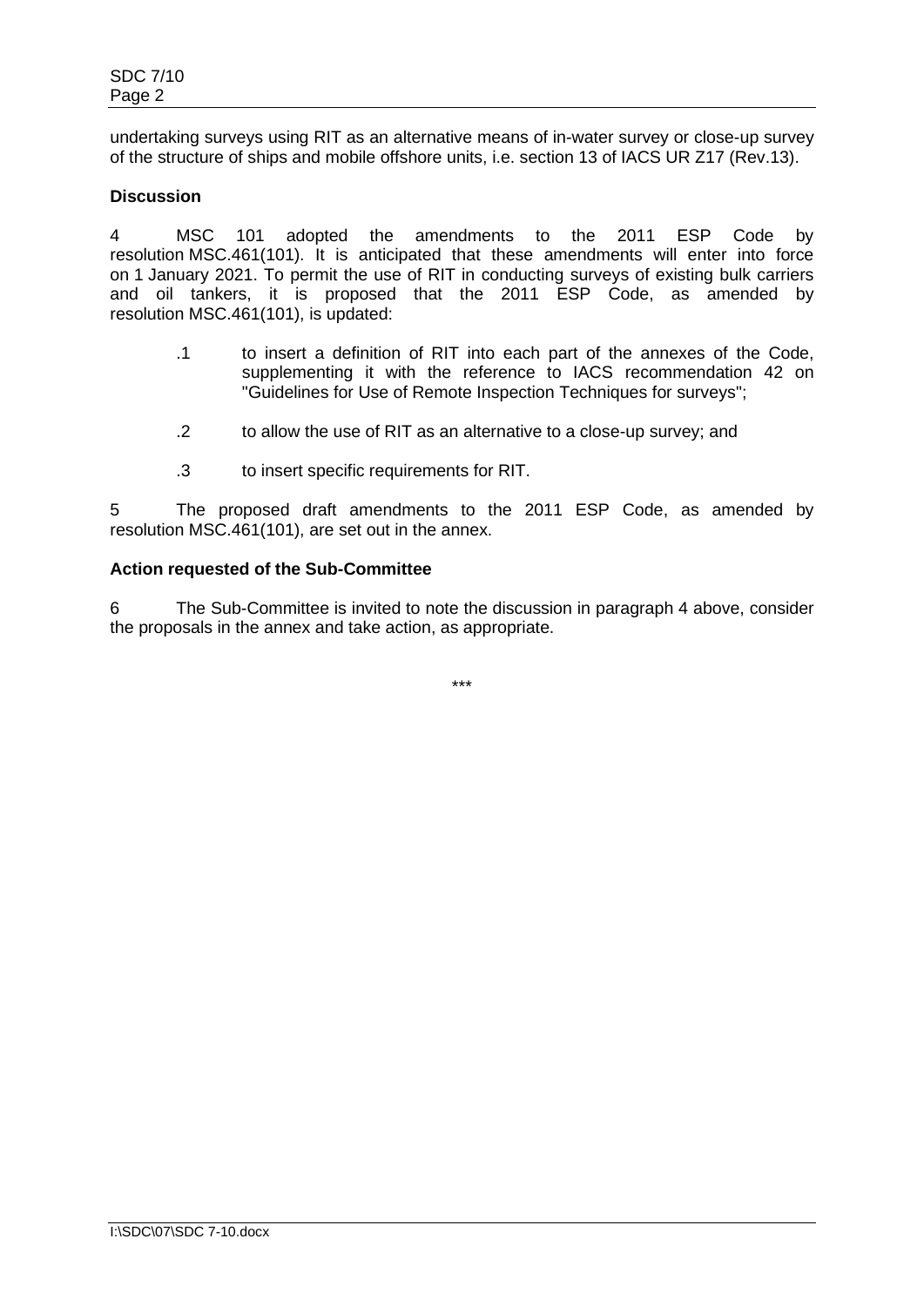undertaking surveys using RIT as an alternative means of in-water survey or close-up survey of the structure of ships and mobile offshore units, i.e. section 13 of IACS UR Z17 (Rev.13).

**Discussion**

4 MSC 101 adopted the amendments to the 2011 ESP Code by resolution MSC.461(101). It is anticipated that these amendments will enter into force on 1 January 2021. To permit the use of RIT in conducting surveys of existing bulk carriers and oil tankers, it is proposed that the 2011 ESP Code, as amended by resolution MSC.461(101), is updated:

.1 to insert a definition of RIT into each part of the annexes of the Code, supplementing it with the reference to IACS recommendation 42 on "Guidelines for Use of Remote Inspection Techniques for surveys";

.2 to allow the use of RIT as an alternative to a close-up survey; and

.3 to insert specific requirements for RIT.

5 The proposed draft amendments to the 2011 ESP Code, as amended by resolution MSC.461(101), are set out in the annex.

**Action requested of the Sub-Committee**

6 The Sub-Committee is invited to note the discussion in paragraph 4 above, consider the proposals in the annex and take action, as appropriate.

\*\*\*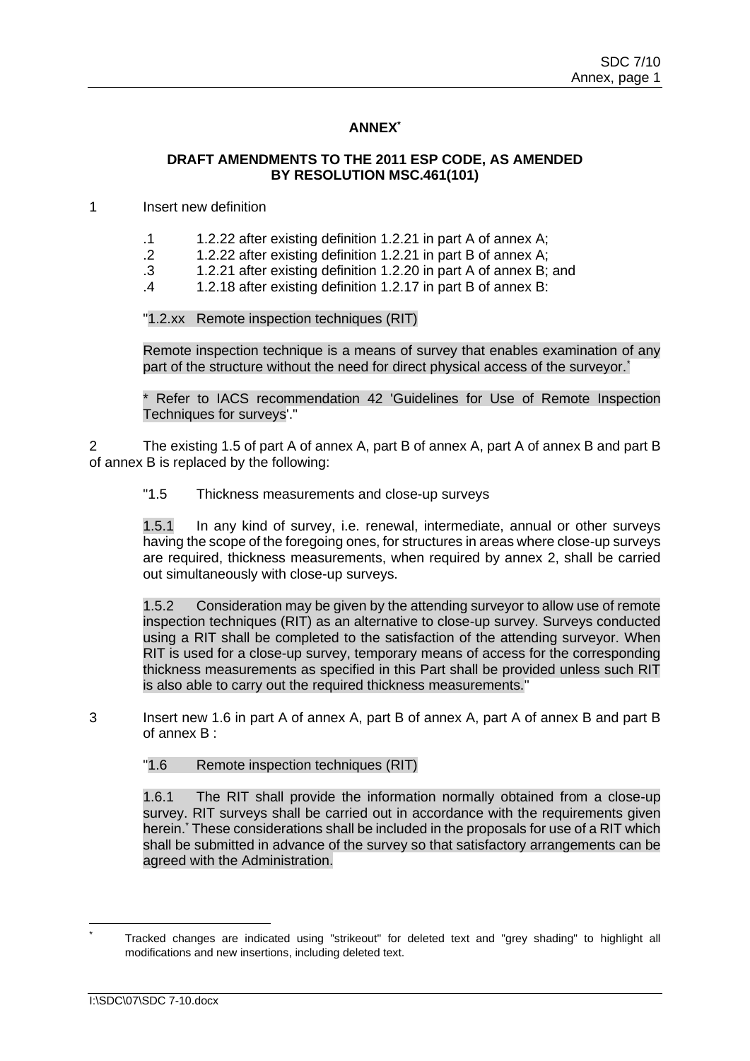## ANNEX*

### DRAFT AMENDMENTS TO THE 2011 ESP CODE, AS AMENDED BY RESOLUTION MSC.461(101)

1 Insert new definition

.1 1.2.22 after existing definition 1.2.21 in part A of annex A;
.2 1.2.22 after existing definition 1.2.21 in part B of annex A;
.3 1.2.21 after existing definition 1.2.20 in part A of annex B; and
.4 1.2.18 after existing definition 1.2.17 in part B of annex B:

"1.2.xx Remote inspection techniques (RIT)

Remote inspection technique is a means of survey that enables examination of any part of the structure without the need for direct physical access of the surveyor.*

* Refer to IACS recommendation 42 'Guidelines for Use of Remote Inspection Techniques for surveys'."

2 The existing 1.5 of part A of annex A, part B of annex A, part A of annex B and part B of annex B is replaced by the following:

"1.5 Thickness measurements and close-up surveys

1.5.1 In any kind of survey, i.e. renewal, intermediate, annual or other surveys having the scope of the foregoing ones, for structures in areas where close-up surveys are required, thickness measurements, when required by annex 2, shall be carried out simultaneously with close-up surveys.

1.5.2 Consideration may be given by the attending surveyor to allow use of remote inspection techniques (RIT) as an alternative to close-up survey. Surveys conducted using a RIT shall be completed to the satisfaction of the attending surveyor. When RIT is used for a close-up survey, temporary means of access for the corresponding thickness measurements as specified in this Part shall be provided unless such RIT is also able to carry out the required thickness measurements."

3 Insert new 1.6 in part A of annex A, part B of annex A, part A of annex B and part B of annex B :

"1.6 Remote inspection techniques (RIT)

1.6.1 The RIT shall provide the information normally obtained from a close-up survey. RIT surveys shall be carried out in accordance with the requirements given herein.* These considerations shall be included in the proposals for use of a RIT which shall be submitted in advance of the survey so that satisfactory arrangements can be agreed with the Administration.

---

* Tracked changes are indicated using "strikeout" for deleted text and "grey shading" to highlight all modifications and new insertions, including deleted text.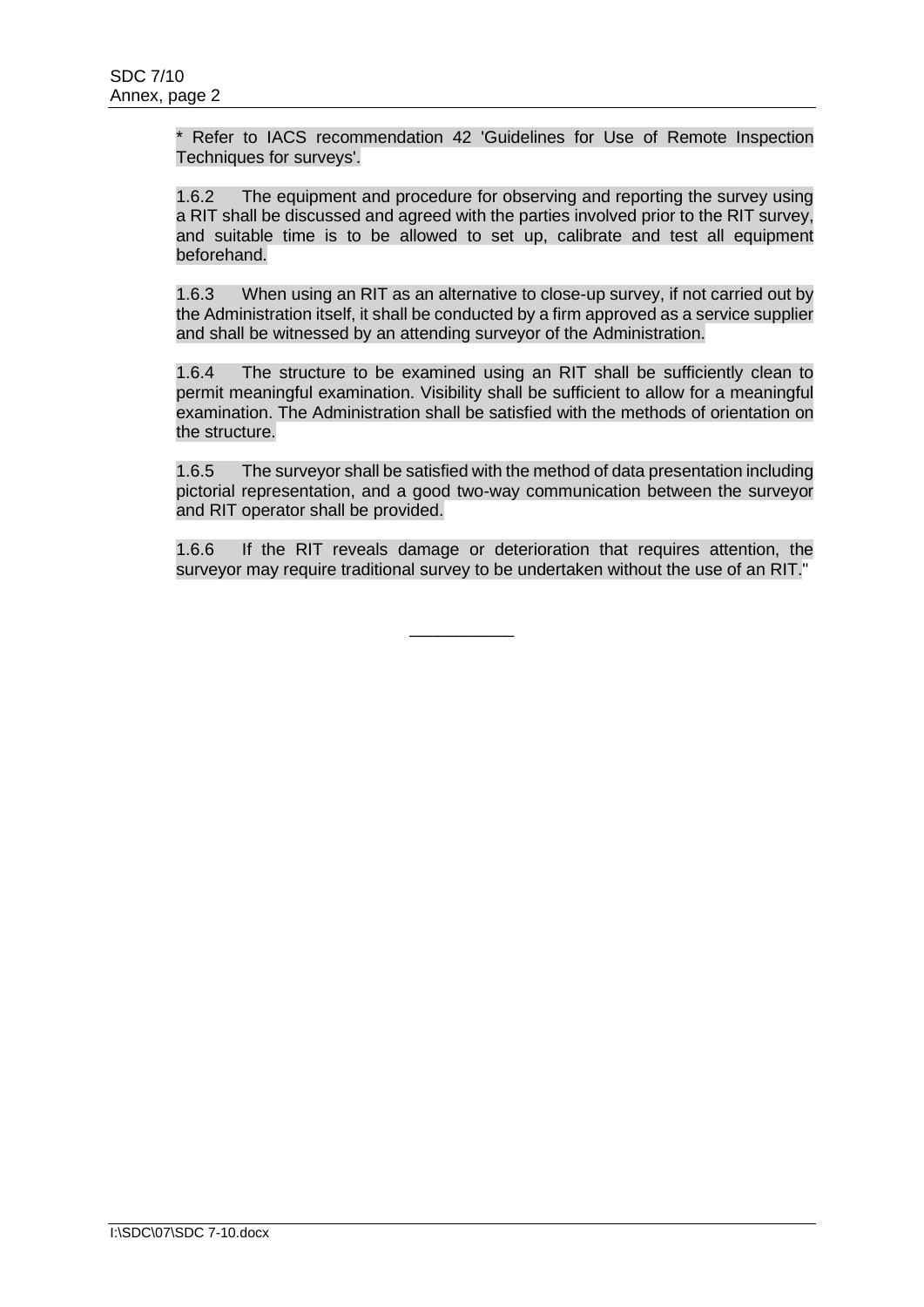* Refer to IACS recommendation 42 'Guidelines for Use of Remote Inspection Techniques for surveys'.

1.6.2 The equipment and procedure for observing and reporting the survey using a RIT shall be discussed and agreed with the parties involved prior to the RIT survey, and suitable time is to be allowed to set up, calibrate and test all equipment beforehand.

1.6.3 When using an RIT as an alternative to close-up survey, if not carried out by the Administration itself, it shall be conducted by a firm approved as a service supplier and shall be witnessed by an attending surveyor of the Administration.

1.6.4 The structure to be examined using an RIT shall be sufficiently clean to permit meaningful examination. Visibility shall be sufficient to allow for a meaningful examination. The Administration shall be satisfied with the methods of orientation on the structure.

1.6.5 The surveyor shall be satisfied with the method of data presentation including pictorial representation, and a good two-way communication between the surveyor and RIT operator shall be provided.

1.6.6 If the RIT reveals damage or deterioration that requires attention, the surveyor may require traditional survey to be undertaken without the use of an RIT."

___________